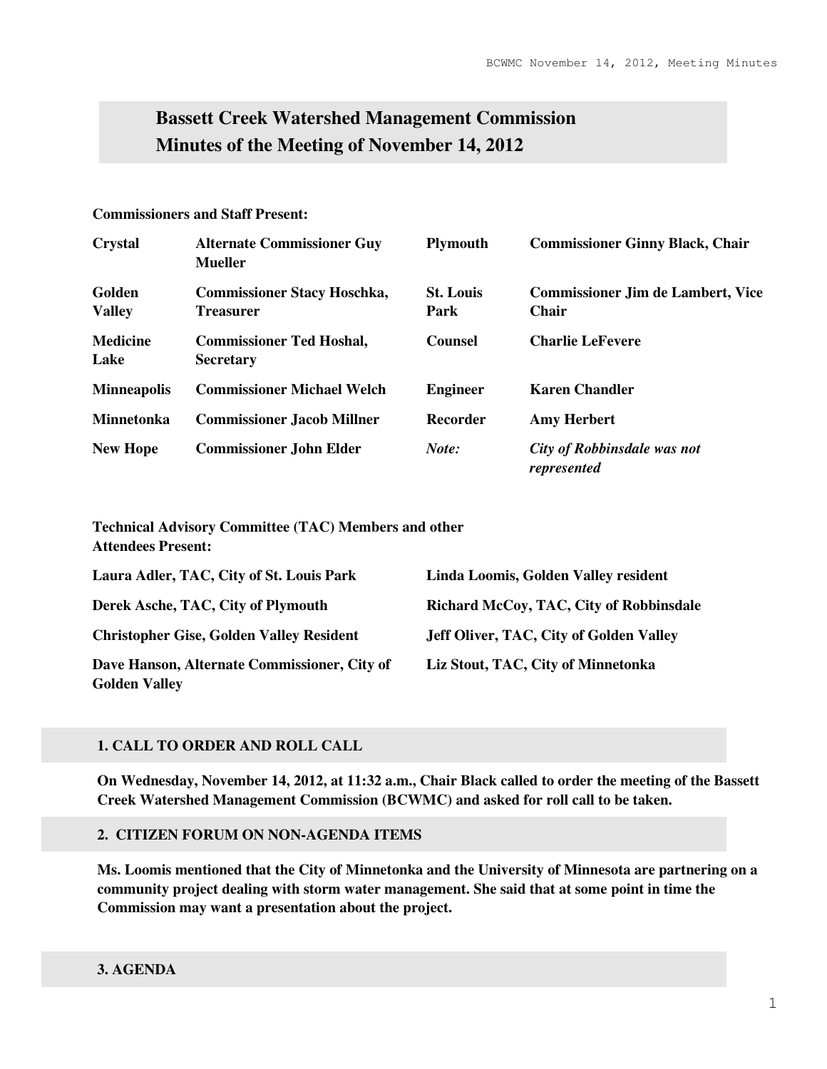# Bassett Creek Watershed Management Commission
# Minutes of the Meeting of November 14, 2012

**Commissioners and Staff Present:**

| | | | |
|---|---|---|---|
| **Crystal** | **Alternate Commissioner Guy Mueller** | **Plymouth** | **Commissioner Ginny Black, Chair** |
| **Golden Valley** | **Commissioner Stacy Hoschka, Treasurer** | **St. Louis Park** | **Commissioner Jim de Lambert, Vice Chair** |
| **Medicine Lake** | **Commissioner Ted Hoshal, Secretary** | **Counsel** | **Charlie LeFevere** |
| **Minneapolis** | **Commissioner Michael Welch** | **Engineer** | **Karen Chandler** |
| **Minnetonka** | **Commissioner Jacob Millner** | **Recorder** | **Amy Herbert** |
| **New Hope** | **Commissioner John Elder** | ***Note:*** | ***City of Robbinsdale was not represented*** |

**Technical Advisory Committee (TAC) Members and other Attendees Present:**

| | |
|---|---|
| **Laura Adler, TAC, City of St. Louis Park** | **Linda Loomis, Golden Valley resident** |
| **Derek Asche, TAC, City of Plymouth** | **Richard McCoy, TAC, City of Robbinsdale** |
| **Christopher Gise, Golden Valley Resident** | **Jeff Oliver, TAC, City of Golden Valley** |
| **Dave Hanson, Alternate Commissioner, City of Golden Valley** | **Liz Stout, TAC, City of Minnetonka** |

## 1. CALL TO ORDER AND ROLL CALL

**On Wednesday, November 14, 2012, at 11:32 a.m., Chair Black called to order the meeting of the Bassett Creek Watershed Management Commission (BCWMC) and asked for roll call to be taken.**

## 2. CITIZEN FORUM ON NON-AGENDA ITEMS

**Ms. Loomis mentioned that the City of Minnetonka and the University of Minnesota are partnering on a community project dealing with storm water management. She said that at some point in time the Commission may want a presentation about the project.**

## 3. AGENDA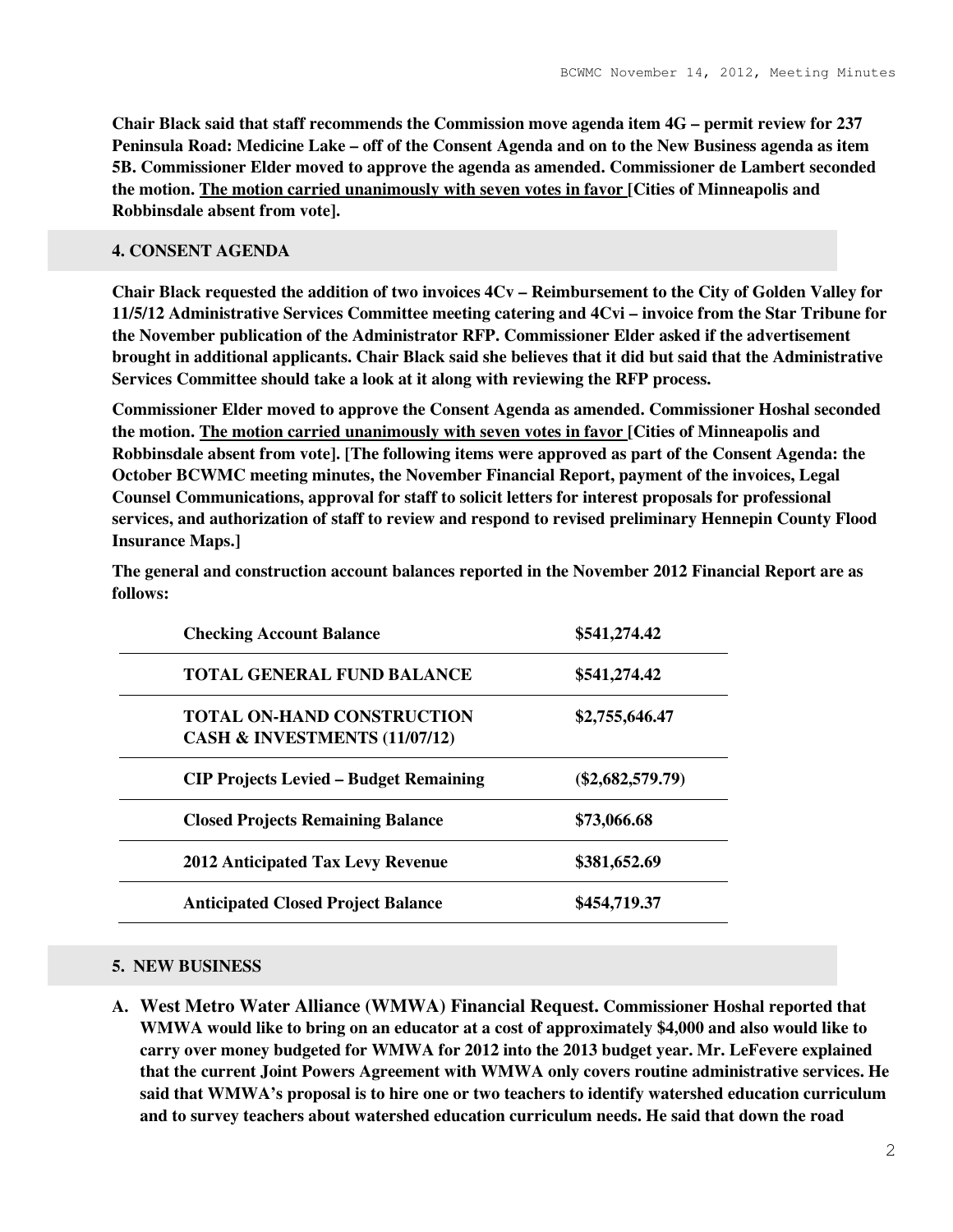**Chair Black said that staff recommends the Commission move agenda item 4G – permit review for 237 Peninsula Road: Medicine Lake – off of the Consent Agenda and on to the New Business agenda as item 5B. Commissioner Elder moved to approve the agenda as amended. Commissioner de Lambert seconded the motion. <u>The motion carried unanimously with seven votes in favor</u> [Cities of Minneapolis and Robbinsdale absent from vote].**

## 4. CONSENT AGENDA

**Chair Black requested the addition of two invoices 4Cv – Reimbursement to the City of Golden Valley for 11/5/12 Administrative Services Committee meeting catering and 4Cvi – invoice from the Star Tribune for the November publication of the Administrator RFP. Commissioner Elder asked if the advertisement brought in additional applicants. Chair Black said she believes that it did but said that the Administrative Services Committee should take a look at it along with reviewing the RFP process.**

**Commissioner Elder moved to approve the Consent Agenda as amended. Commissioner Hoshal seconded the motion. <u>The motion carried unanimously with seven votes in favor</u> [Cities of Minneapolis and Robbinsdale absent from vote]. [The following items were approved as part of the Consent Agenda: the October BCWMC meeting minutes, the November Financial Report, payment of the invoices, Legal Counsel Communications, approval for staff to solicit letters for interest proposals for professional services, and authorization of staff to review and respond to revised preliminary Hennepin County Flood Insurance Maps.]**

**The general and construction account balances reported in the November 2012 Financial Report are as follows:**

| | |
|---|---|
| **Checking Account Balance** | **$541,274.42** |
| **TOTAL GENERAL FUND BALANCE** | **$541,274.42** |
| **TOTAL ON-HAND CONSTRUCTION CASH & INVESTMENTS (11/07/12)** | **$2,755,646.47** |
| **CIP Projects Levied – Budget Remaining** | **($2,682,579.79)** |
| **Closed Projects Remaining Balance** | **$73,066.68** |
| **2012 Anticipated Tax Levy Revenue** | **$381,652.69** |
| **Anticipated Closed Project Balance** | **$454,719.37** |

## 5. NEW BUSINESS

**A. West Metro Water Alliance (WMWA) Financial Request. Commissioner Hoshal reported that WMWA would like to bring on an educator at a cost of approximately $4,000 and also would like to carry over money budgeted for WMWA for 2012 into the 2013 budget year. Mr. LeFevere explained that the current Joint Powers Agreement with WMWA only covers routine administrative services. He said that WMWA's proposal is to hire one or two teachers to identify watershed education curriculum and to survey teachers about watershed education curriculum needs. He said that down the road**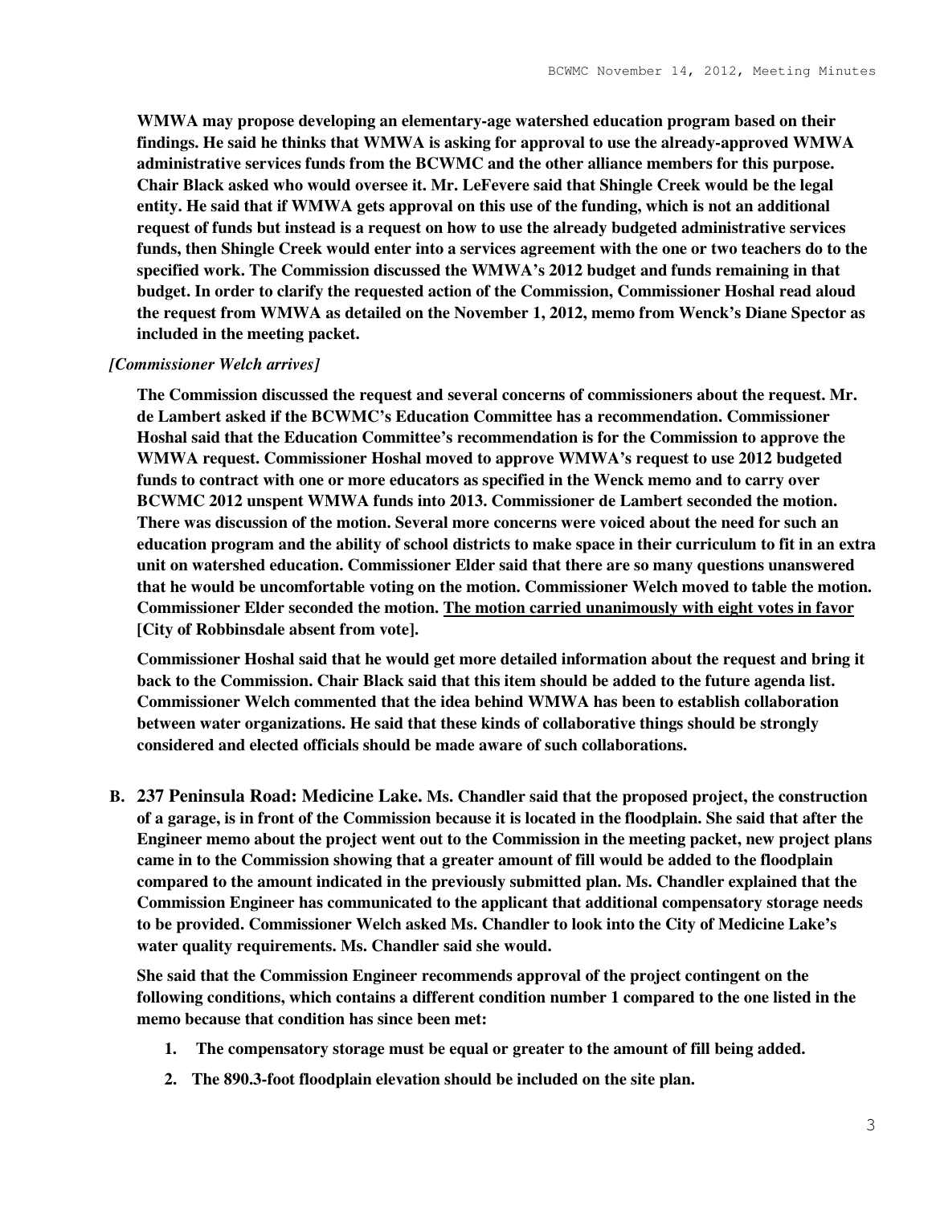**WMWA may propose developing an elementary-age watershed education program based on their findings. He said he thinks that WMWA is asking for approval to use the already-approved WMWA administrative services funds from the BCWMC and the other alliance members for this purpose. Chair Black asked who would oversee it. Mr. LeFevere said that Shingle Creek would be the legal entity. He said that if WMWA gets approval on this use of the funding, which is not an additional request of funds but instead is a request on how to use the already budgeted administrative services funds, then Shingle Creek would enter into a services agreement with the one or two teachers do to the specified work. The Commission discussed the WMWA's 2012 budget and funds remaining in that budget. In order to clarify the requested action of the Commission, Commissioner Hoshal read aloud the request from WMWA as detailed on the November 1, 2012, memo from Wenck's Diane Spector as included in the meeting packet.**

***[Commissioner Welch arrives]***

**The Commission discussed the request and several concerns of commissioners about the request. Mr. de Lambert asked if the BCWMC's Education Committee has a recommendation. Commissioner Hoshal said that the Education Committee's recommendation is for the Commission to approve the WMWA request. Commissioner Hoshal moved to approve WMWA's request to use 2012 budgeted funds to contract with one or more educators as specified in the Wenck memo and to carry over BCWMC 2012 unspent WMWA funds into 2013. Commissioner de Lambert seconded the motion. There was discussion of the motion. Several more concerns were voiced about the need for such an education program and the ability of school districts to make space in their curriculum to fit in an extra unit on watershed education. Commissioner Elder said that there are so many questions unanswered that he would be uncomfortable voting on the motion. Commissioner Welch moved to table the motion. Commissioner Elder seconded the motion. <u>The motion carried unanimously with eight votes in favor</u> [City of Robbinsdale absent from vote].**

**Commissioner Hoshal said that he would get more detailed information about the request and bring it back to the Commission. Chair Black said that this item should be added to the future agenda list. Commissioner Welch commented that the idea behind WMWA has been to establish collaboration between water organizations. He said that these kinds of collaborative things should be strongly considered and elected officials should be made aware of such collaborations.**

**B. 237 Peninsula Road: Medicine Lake. Ms. Chandler said that the proposed project, the construction of a garage, is in front of the Commission because it is located in the floodplain. She said that after the Engineer memo about the project went out to the Commission in the meeting packet, new project plans came in to the Commission showing that a greater amount of fill would be added to the floodplain compared to the amount indicated in the previously submitted plan. Ms. Chandler explained that the Commission Engineer has communicated to the applicant that additional compensatory storage needs to be provided. Commissioner Welch asked Ms. Chandler to look into the City of Medicine Lake's water quality requirements. Ms. Chandler said she would.**

**She said that the Commission Engineer recommends approval of the project contingent on the following conditions, which contains a different condition number 1 compared to the one listed in the memo because that condition has since been met:**

1. **The compensatory storage must be equal or greater to the amount of fill being added.**
2. **The 890.3-foot floodplain elevation should be included on the site plan.**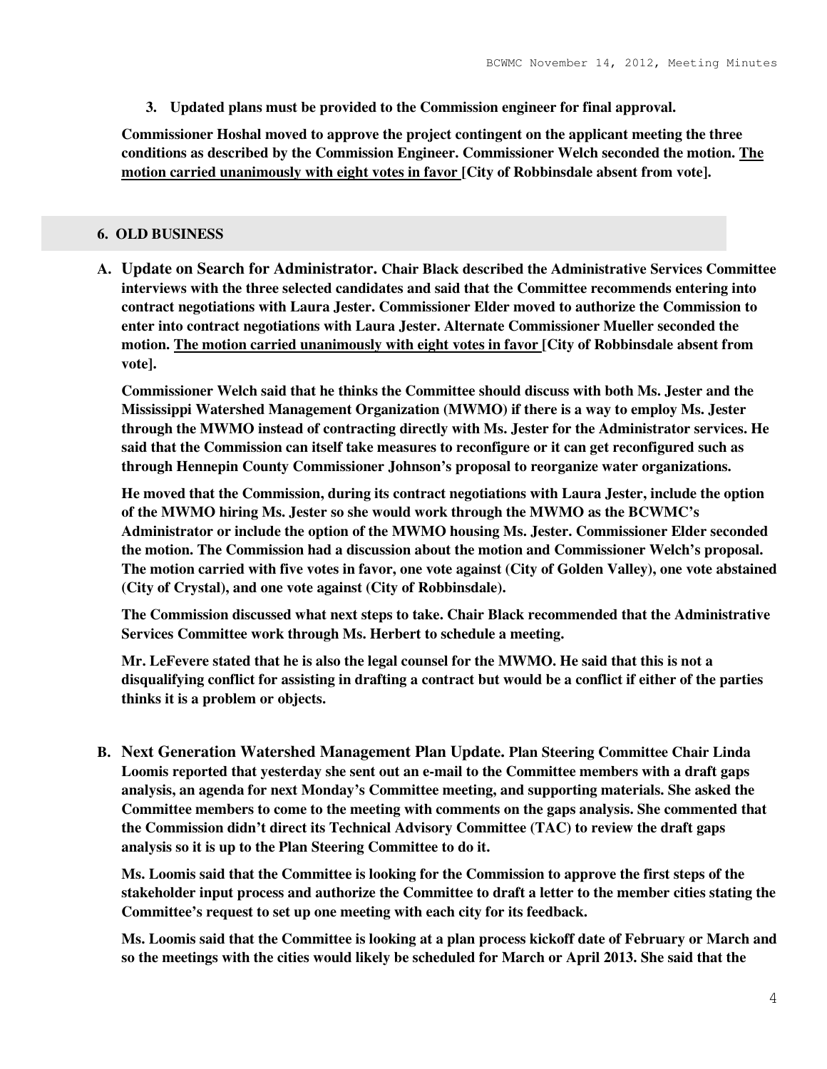**3. Updated plans must be provided to the Commission engineer for final approval.**

**Commissioner Hoshal moved to approve the project contingent on the applicant meeting the three conditions as described by the Commission Engineer. Commissioner Welch seconded the motion. <u>The motion carried unanimously with eight votes in favor</u> [City of Robbinsdale absent from vote].**

## 6. OLD BUSINESS

**A. Update on Search for Administrator. Chair Black described the Administrative Services Committee interviews with the three selected candidates and said that the Committee recommends entering into contract negotiations with Laura Jester. Commissioner Elder moved to authorize the Commission to enter into contract negotiations with Laura Jester. Alternate Commissioner Mueller seconded the motion. <u>The motion carried unanimously with eight votes in favor</u> [City of Robbinsdale absent from vote].**

**Commissioner Welch said that he thinks the Committee should discuss with both Ms. Jester and the Mississippi Watershed Management Organization (MWMO) if there is a way to employ Ms. Jester through the MWMO instead of contracting directly with Ms. Jester for the Administrator services. He said that the Commission can itself take measures to reconfigure or it can get reconfigured such as through Hennepin County Commissioner Johnson's proposal to reorganize water organizations.**

**He moved that the Commission, during its contract negotiations with Laura Jester, include the option of the MWMO hiring Ms. Jester so she would work through the MWMO as the BCWMC's Administrator or include the option of the MWMO housing Ms. Jester. Commissioner Elder seconded the motion. The Commission had a discussion about the motion and Commissioner Welch's proposal. The motion carried with five votes in favor, one vote against (City of Golden Valley), one vote abstained (City of Crystal), and one vote against (City of Robbinsdale).**

**The Commission discussed what next steps to take. Chair Black recommended that the Administrative Services Committee work through Ms. Herbert to schedule a meeting.**

**Mr. LeFevere stated that he is also the legal counsel for the MWMO. He said that this is not a disqualifying conflict for assisting in drafting a contract but would be a conflict if either of the parties thinks it is a problem or objects.**

**B. Next Generation Watershed Management Plan Update. Plan Steering Committee Chair Linda Loomis reported that yesterday she sent out an e-mail to the Committee members with a draft gaps analysis, an agenda for next Monday's Committee meeting, and supporting materials. She asked the Committee members to come to the meeting with comments on the gaps analysis. She commented that the Commission didn't direct its Technical Advisory Committee (TAC) to review the draft gaps analysis so it is up to the Plan Steering Committee to do it.**

**Ms. Loomis said that the Committee is looking for the Commission to approve the first steps of the stakeholder input process and authorize the Committee to draft a letter to the member cities stating the Committee's request to set up one meeting with each city for its feedback.**

**Ms. Loomis said that the Committee is looking at a plan process kickoff date of February or March and so the meetings with the cities would likely be scheduled for March or April 2013. She said that the**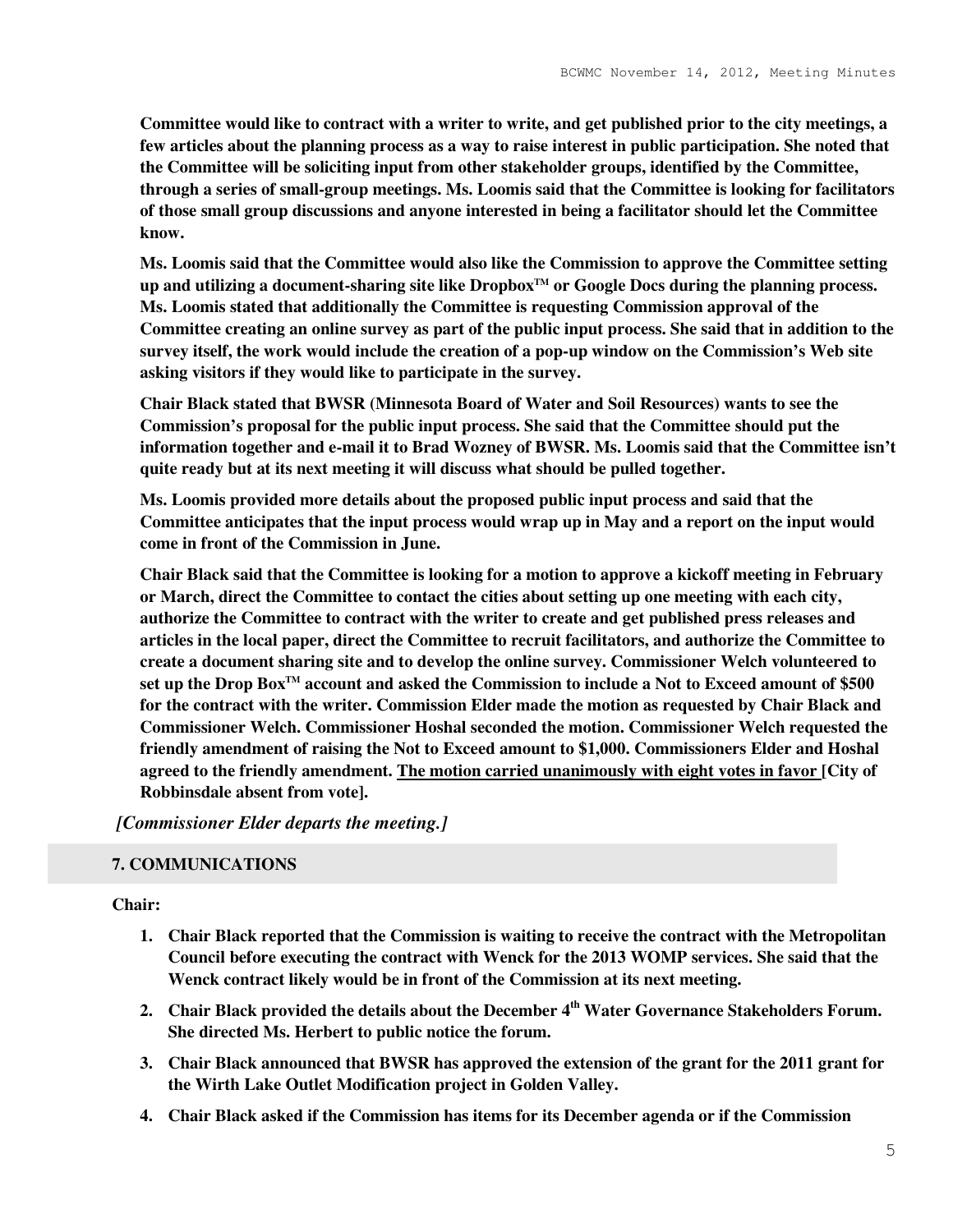**Committee would like to contract with a writer to write, and get published prior to the city meetings, a few articles about the planning process as a way to raise interest in public participation. She noted that the Committee will be soliciting input from other stakeholder groups, identified by the Committee, through a series of small-group meetings. Ms. Loomis said that the Committee is looking for facilitators of those small group discussions and anyone interested in being a facilitator should let the Committee know.**

**Ms. Loomis said that the Committee would also like the Commission to approve the Committee setting up and utilizing a document-sharing site like Dropbox™ or Google Docs during the planning process. Ms. Loomis stated that additionally the Committee is requesting Commission approval of the Committee creating an online survey as part of the public input process. She said that in addition to the survey itself, the work would include the creation of a pop-up window on the Commission's Web site asking visitors if they would like to participate in the survey.**

**Chair Black stated that BWSR (Minnesota Board of Water and Soil Resources) wants to see the Commission's proposal for the public input process. She said that the Committee should put the information together and e-mail it to Brad Wozney of BWSR. Ms. Loomis said that the Committee isn't quite ready but at its next meeting it will discuss what should be pulled together.**

**Ms. Loomis provided more details about the proposed public input process and said that the Committee anticipates that the input process would wrap up in May and a report on the input would come in front of the Commission in June.**

**Chair Black said that the Committee is looking for a motion to approve a kickoff meeting in February or March, direct the Committee to contact the cities about setting up one meeting with each city, authorize the Committee to contract with the writer to create and get published press releases and articles in the local paper, direct the Committee to recruit facilitators, and authorize the Committee to create a document sharing site and to develop the online survey. Commissioner Welch volunteered to set up the Drop Box™ account and asked the Commission to include a Not to Exceed amount of $500 for the contract with the writer. Commission Elder made the motion as requested by Chair Black and Commissioner Welch. Commissioner Hoshal seconded the motion. Commissioner Welch requested the friendly amendment of raising the Not to Exceed amount to $1,000. Commissioners Elder and Hoshal agreed to the friendly amendment. <u>The motion carried unanimously with eight votes in favor</u> [City of Robbinsdale absent from vote].**

***[Commissioner Elder departs the meeting.]***

## 7. COMMUNICATIONS

**Chair:**

1. **Chair Black reported that the Commission is waiting to receive the contract with the Metropolitan Council before executing the contract with Wenck for the 2013 WOMP services. She said that the Wenck contract likely would be in front of the Commission at its next meeting.**
2. **Chair Black provided the details about the December 4th Water Governance Stakeholders Forum. She directed Ms. Herbert to public notice the forum.**
3. **Chair Black announced that BWSR has approved the extension of the grant for the 2011 grant for the Wirth Lake Outlet Modification project in Golden Valley.**
4. **Chair Black asked if the Commission has items for its December agenda or if the Commission**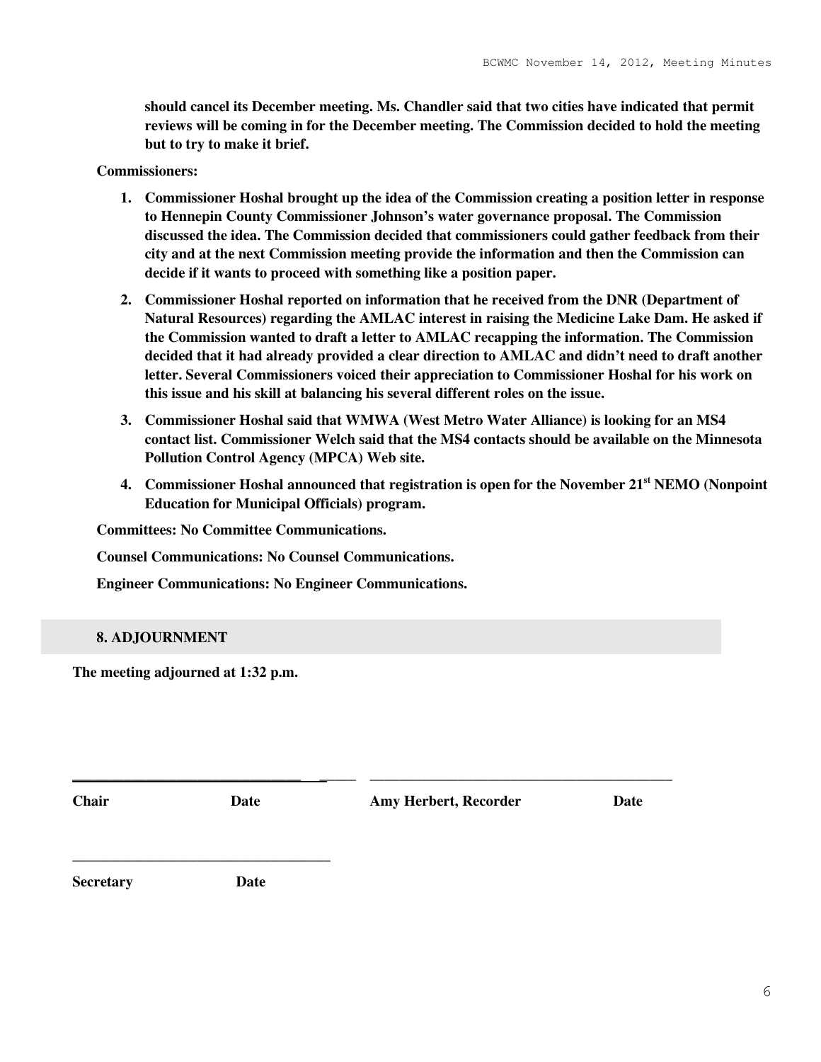**should cancel its December meeting. Ms. Chandler said that two cities have indicated that permit reviews will be coming in for the December meeting. The Commission decided to hold the meeting but to try to make it brief.**

**Commissioners:**

1. **Commissioner Hoshal brought up the idea of the Commission creating a position letter in response to Hennepin County Commissioner Johnson's water governance proposal. The Commission discussed the idea. The Commission decided that commissioners could gather feedback from their city and at the next Commission meeting provide the information and then the Commission can decide if it wants to proceed with something like a position paper.**
2. **Commissioner Hoshal reported on information that he received from the DNR (Department of Natural Resources) regarding the AMLAC interest in raising the Medicine Lake Dam. He asked if the Commission wanted to draft a letter to AMLAC recapping the information. The Commission decided that it had already provided a clear direction to AMLAC and didn't need to draft another letter. Several Commissioners voiced their appreciation to Commissioner Hoshal for his work on this issue and his skill at balancing his several different roles on the issue.**
3. **Commissioner Hoshal said that WMWA (West Metro Water Alliance) is looking for an MS4 contact list. Commissioner Welch said that the MS4 contacts should be available on the Minnesota Pollution Control Agency (MPCA) Web site.**
4. **Commissioner Hoshal announced that registration is open for the November 21st NEMO (Nonpoint Education for Municipal Officials) program.**

**Committees: No Committee Communications.**

**Counsel Communications: No Counsel Communications.**

**Engineer Communications: No Engineer Communications.**

## 8. ADJOURNMENT

**The meeting adjourned at 1:32 p.m.**

______________________________ ______________________________

**Chair** **Date** **Amy Herbert, Recorder** **Date**

______________________________

**Secretary** **Date**